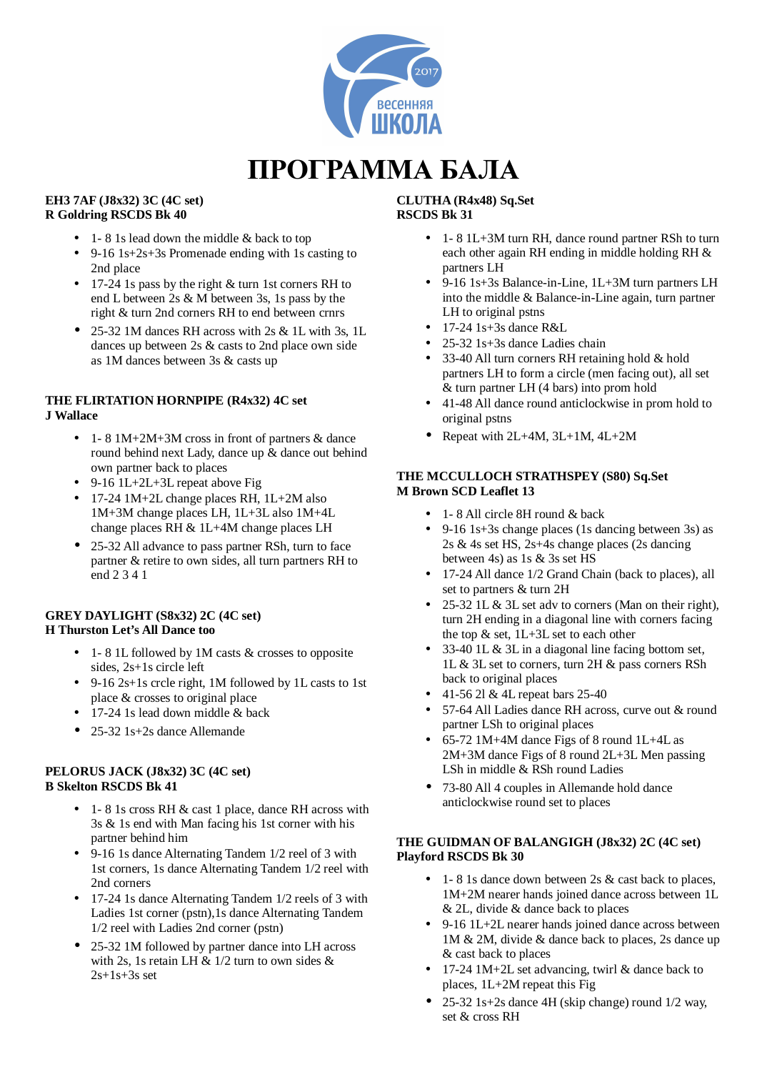# ПРОГРАММА БАЛА

**EH3 7AF (J8x32) 3C (4C set)**
**R Goldring RSCDS Bk 40**

- 1- 8 1s lead down the middle & back to top
- 9-16 1s+2s+3s Promenade ending with 1s casting to 2nd place
- 17-24 1s pass by the right & turn 1st corners RH to end L between 2s & M between 3s, 1s pass by the right & turn 2nd corners RH to end between crnrs
- 25-32 1M dances RH across with 2s & 1L with 3s, 1L dances up between 2s & casts to 2nd place own side as 1M dances between 3s & casts up

**THE FLIRTATION HORNPIPE (R4x32) 4C set**
**J Wallace**

- 1- 8 1M+2M+3M cross in front of partners & dance round behind next Lady, dance up & dance out behind own partner back to places
- 9-16 1L+2L+3L repeat above Fig
- 17-24 1M+2L change places RH, 1L+2M also 1M+3M change places LH, 1L+3L also 1M+4L change places RH & 1L+4M change places LH
- 25-32 All advance to pass partner RSh, turn to face partner & retire to own sides, all turn partners RH to end 2 3 4 1

**GREY DAYLIGHT (S8x32) 2C (4C set)**
**H Thurston Let's All Dance too**

- 1- 8 1L followed by 1M casts & crosses to opposite sides, 2s+1s circle left
- 9-16 2s+1s crcle right, 1M followed by 1L casts to 1st place & crosses to original place
- 17-24 1s lead down middle & back
- 25-32 1s+2s dance Allemande

**PELORUS JACK (J8x32) 3C (4C set)**
**B Skelton RSCDS Bk 41**

- 1- 8 1s cross RH & cast 1 place, dance RH across with 3s & 1s end with Man facing his 1st corner with his partner behind him
- 9-16 1s dance Alternating Tandem 1/2 reel of 3 with 1st corners, 1s dance Alternating Tandem 1/2 reel with 2nd corners
- 17-24 1s dance Alternating Tandem 1/2 reels of 3 with Ladies 1st corner (pstn),1s dance Alternating Tandem 1/2 reel with Ladies 2nd corner (pstn)
- 25-32 1M followed by partner dance into LH across with 2s, 1s retain LH & 1/2 turn to own sides & 2s+1s+3s set

**CLUTHA (R4x48) Sq.Set**
**RSCDS Bk 31**

- 1- 8 1L+3M turn RH, dance round partner RSh to turn each other again RH ending in middle holding RH & partners LH
- 9-16 1s+3s Balance-in-Line, 1L+3M turn partners LH into the middle & Balance-in-Line again, turn partner LH to original pstns
- 17-24 1s+3s dance R&L
- 25-32 1s+3s dance Ladies chain
- 33-40 All turn corners RH retaining hold & hold partners LH to form a circle (men facing out), all set & turn partner LH (4 bars) into prom hold
- 41-48 All dance round anticlockwise in prom hold to original pstns
- Repeat with 2L+4M, 3L+1M, 4L+2M

**THE MCCULLOCH STRATHSPEY (S80) Sq.Set**
**M Brown SCD Leaflet 13**

- 1- 8 All circle 8H round & back
- 9-16 1s+3s change places (1s dancing between 3s) as 2s & 4s set HS, 2s+4s change places (2s dancing between 4s) as 1s & 3s set HS
- 17-24 All dance 1/2 Grand Chain (back to places), all set to partners & turn 2H
- 25-32 1L & 3L set adv to corners (Man on their right), turn 2H ending in a diagonal line with corners facing the top & set, 1L+3L set to each other
- 33-40 1L & 3L in a diagonal line facing bottom set, 1L & 3L set to corners, turn 2H & pass corners RSh back to original places
- 41-56 2l & 4L repeat bars 25-40
- 57-64 All Ladies dance RH across, curve out & round partner LSh to original places
- 65-72 1M+4M dance Figs of 8 round 1L+4L as 2M+3M dance Figs of 8 round 2L+3L Men passing LSh in middle & RSh round Ladies
- 73-80 All 4 couples in Allemande hold dance anticlockwise round set to places

**THE GUIDMAN OF BALANGIGH (J8x32) 2C (4C set)**
**Playford RSCDS Bk 30**

- 1- 8 1s dance down between 2s & cast back to places, 1M+2M nearer hands joined dance across between 1L & 2L, divide & dance back to places
- 9-16 1L+2L nearer hands joined dance across between 1M & 2M, divide & dance back to places, 2s dance up & cast back to places
- 17-24 1M+2L set advancing, twirl & dance back to places, 1L+2M repeat this Fig
- 25-32 1s+2s dance 4H (skip change) round 1/2 way, set & cross RH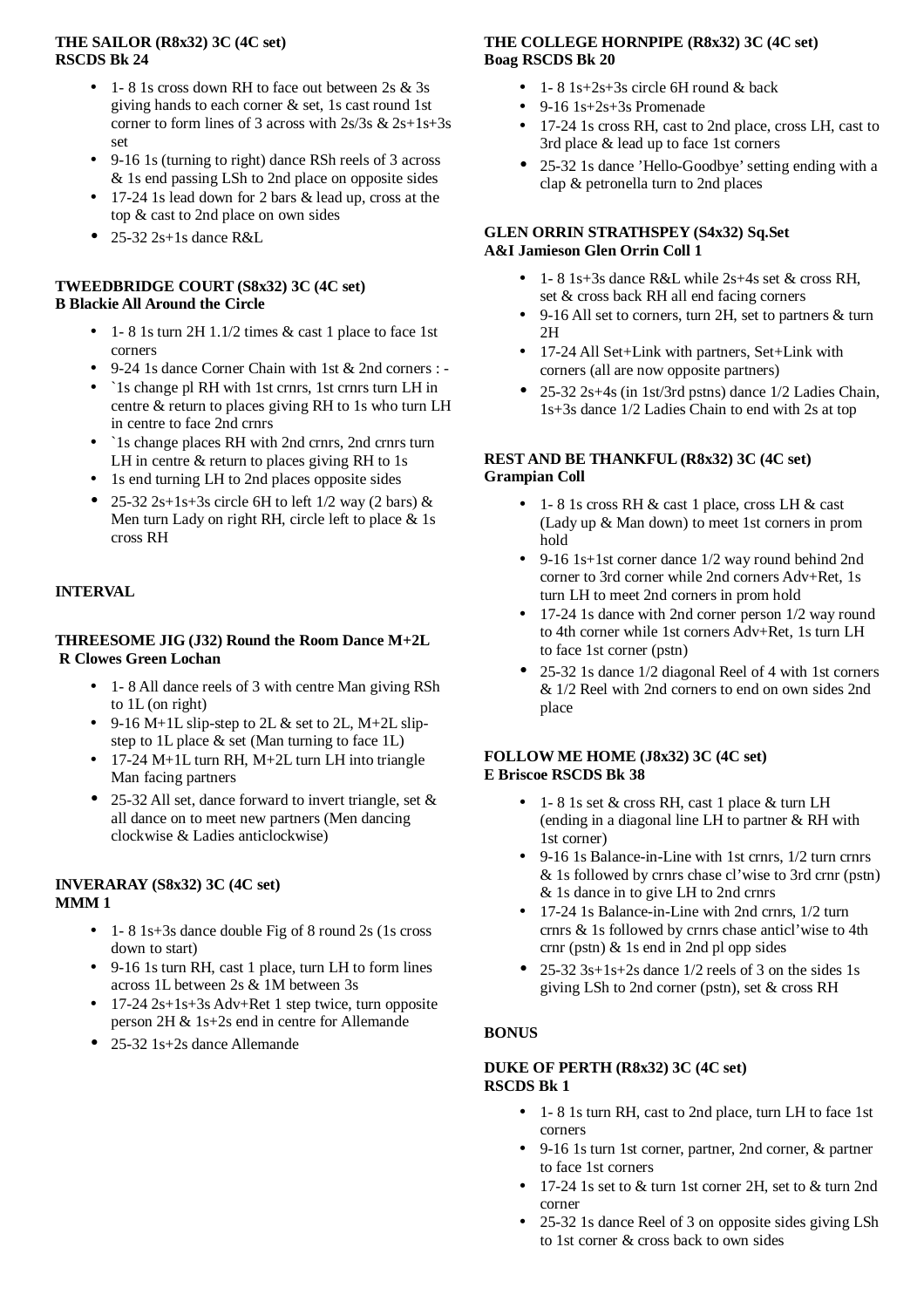**THE SAILOR (R8x32) 3C (4C set)**
**RSCDS Bk 24**

- 1- 8 1s cross down RH to face out between 2s & 3s giving hands to each corner & set, 1s cast round 1st corner to form lines of 3 across with 2s/3s & 2s+1s+3s set
- 9-16 1s (turning to right) dance RSh reels of 3 across & 1s end passing LSh to 2nd place on opposite sides
- 17-24 1s lead down for 2 bars & lead up, cross at the top & cast to 2nd place on own sides
- 25-32 2s+1s dance R&L

**TWEEDBRIDGE COURT (S8x32) 3C (4C set)**
**B Blackie All Around the Circle**

- 1- 8 1s turn 2H 1.1/2 times & cast 1 place to face 1st corners
- 9-24 1s dance Corner Chain with 1st & 2nd corners : -
- `1s change pl RH with 1st crnrs, 1st crnrs turn LH in centre & return to places giving RH to 1s who turn LH in centre to face 2nd crnrs
- `1s change places RH with 2nd crnrs, 2nd crnrs turn LH in centre & return to places giving RH to 1s
- 1s end turning LH to 2nd places opposite sides
- 25-32 2s+1s+3s circle 6H to left 1/2 way (2 bars) & Men turn Lady on right RH, circle left to place & 1s cross RH

**INTERVAL**

**THREESOME JIG (J32) Round the Room Dance M+2L**
**R Clowes Green Lochan**

- 1- 8 All dance reels of 3 with centre Man giving RSh to 1L (on right)
- 9-16 M+1L slip-step to 2L & set to 2L, M+2L slip-step to 1L place & set (Man turning to face 1L)
- 17-24 M+1L turn RH, M+2L turn LH into triangle Man facing partners
- 25-32 All set, dance forward to invert triangle, set & all dance on to meet new partners (Men dancing clockwise & Ladies anticlockwise)

**INVERARAY (S8x32) 3C (4C set)**
**MMM 1**

- 1- 8 1s+3s dance double Fig of 8 round 2s (1s cross down to start)
- 9-16 1s turn RH, cast 1 place, turn LH to form lines across 1L between 2s & 1M between 3s
- 17-24 2s+1s+3s Adv+Ret 1 step twice, turn opposite person 2H & 1s+2s end in centre for Allemande
- 25-32 1s+2s dance Allemande

**THE COLLEGE HORNPIPE (R8x32) 3C (4C set)**
**Boag RSCDS Bk 20**

- 1- 8 1s+2s+3s circle 6H round & back
- 9-16 1s+2s+3s Promenade
- 17-24 1s cross RH, cast to 2nd place, cross LH, cast to 3rd place & lead up to face 1st corners
- 25-32 1s dance 'Hello-Goodbye' setting ending with a clap & petronella turn to 2nd places

**GLEN ORRIN STRATHSPEY (S4x32) Sq.Set**
**A&I Jamieson Glen Orrin Coll 1**

- 1- 8 1s+3s dance R&L while 2s+4s set & cross RH, set & cross back RH all end facing corners
- 9-16 All set to corners, turn 2H, set to partners & turn 2H
- 17-24 All Set+Link with partners, Set+Link with corners (all are now opposite partners)
- 25-32 2s+4s (in 1st/3rd pstns) dance 1/2 Ladies Chain, 1s+3s dance 1/2 Ladies Chain to end with 2s at top

**REST AND BE THANKFUL (R8x32) 3C (4C set)**
**Grampian Coll**

- 1- 8 1s cross RH & cast 1 place, cross LH & cast (Lady up & Man down) to meet 1st corners in prom hold
- 9-16 1s+1st corner dance 1/2 way round behind 2nd corner to 3rd corner while 2nd corners Adv+Ret, 1s turn LH to meet 2nd corners in prom hold
- 17-24 1s dance with 2nd corner person 1/2 way round to 4th corner while 1st corners Adv+Ret, 1s turn LH to face 1st corner (pstn)
- 25-32 1s dance 1/2 diagonal Reel of 4 with 1st corners & 1/2 Reel with 2nd corners to end on own sides 2nd place

**FOLLOW ME HOME (J8x32) 3C (4C set)**
**E Briscoe RSCDS Bk 38**

- 1- 8 1s set & cross RH, cast 1 place & turn LH (ending in a diagonal line LH to partner & RH with 1st corner)
- 9-16 1s Balance-in-Line with 1st crnrs, 1/2 turn crnrs & 1s followed by crnrs chase cl'wise to 3rd crnr (pstn) & 1s dance in to give LH to 2nd crnrs
- 17-24 1s Balance-in-Line with 2nd crnrs, 1/2 turn crnrs & 1s followed by crnrs chase anticl'wise to 4th crnr (pstn) & 1s end in 2nd pl opp sides
- 25-32 3s+1s+2s dance 1/2 reels of 3 on the sides 1s giving LSh to 2nd corner (pstn), set & cross RH

**BONUS**

**DUKE OF PERTH (R8x32) 3C (4C set)**
**RSCDS Bk 1**

- 1- 8 1s turn RH, cast to 2nd place, turn LH to face 1st corners
- 9-16 1s turn 1st corner, partner, 2nd corner, & partner to face 1st corners
- 17-24 1s set to & turn 1st corner 2H, set to & turn 2nd corner
- 25-32 1s dance Reel of 3 on opposite sides giving LSh to 1st corner & cross back to own sides